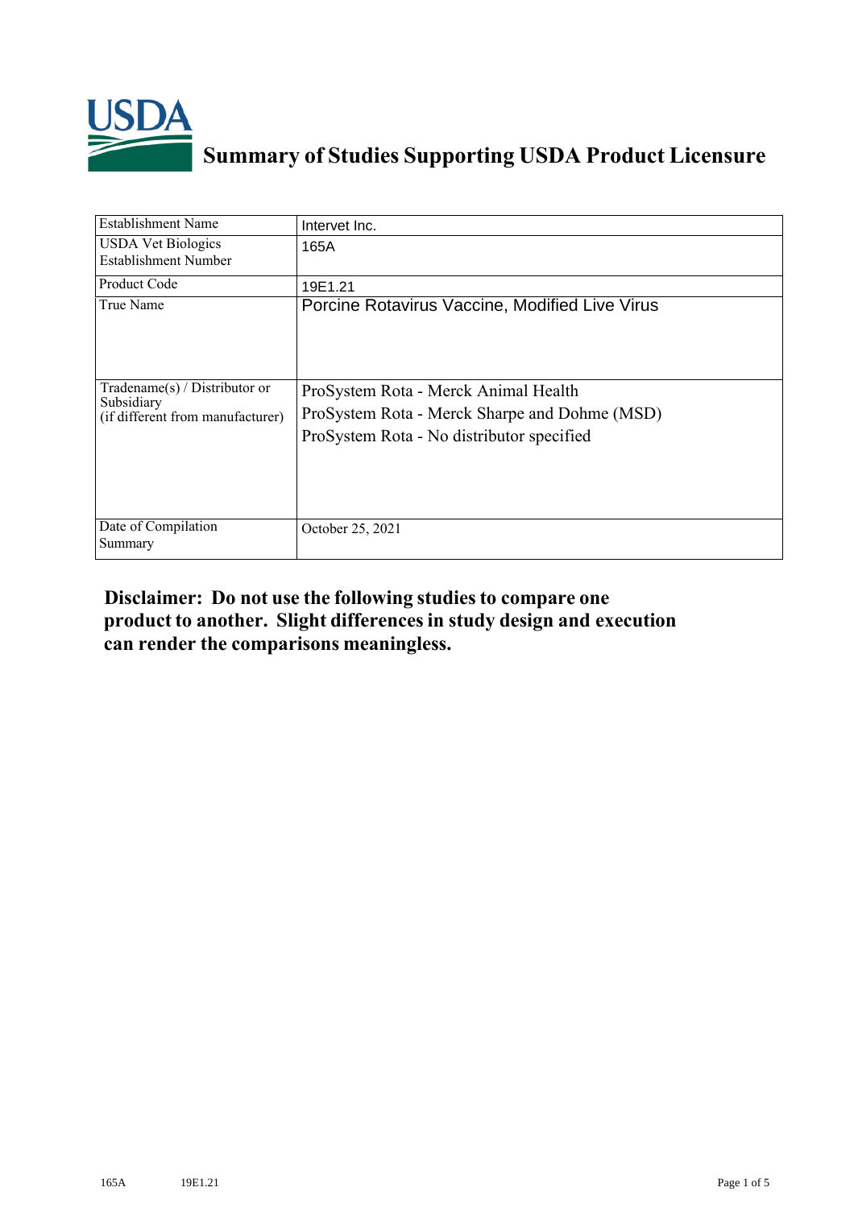# Summary of Studies Supporting USDA Product Licensure

| Establishment Name | Intervet Inc. |
|---|---|
| USDA Vet Biologics Establishment Number | 165A |
| Product Code | 19E1.21 |
| True Name | Porcine Rotavirus Vaccine, Modified Live Virus |
| Tradename(s) / Distributor or Subsidiary (if different from manufacturer) | ProSystem Rota - Merck Animal Health<br>ProSystem Rota - Merck Sharpe and Dohme (MSD)<br>ProSystem Rota - No distributor specified |
| Date of Compilation Summary | October 25, 2021 |

**Disclaimer: Do not use the following studies to compare one product to another. Slight differences in study design and execution can render the comparisons meaningless.**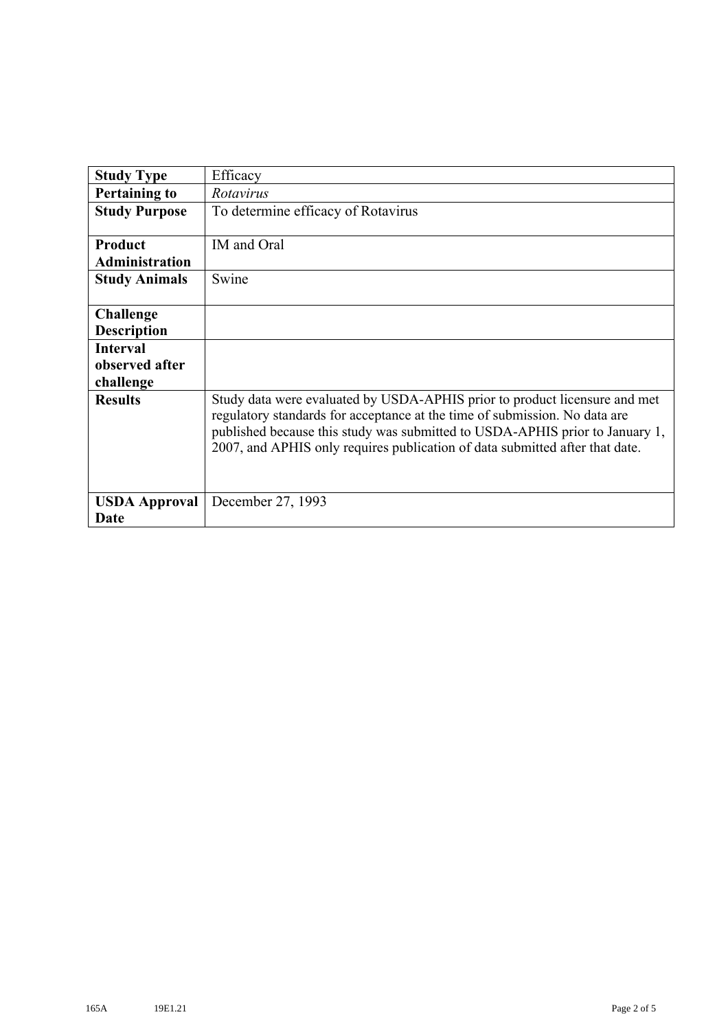| **Study Type** | Efficacy |
|---|---|
| **Pertaining to** | *Rotavirus* |
| **Study Purpose** | To determine efficacy of Rotavirus |
| **Product Administration** | IM and Oral |
| **Study Animals** | Swine |
| **Challenge Description** | |
| **Interval observed after challenge** | |
| **Results** | Study data were evaluated by USDA-APHIS prior to product licensure and met regulatory standards for acceptance at the time of submission. No data are published because this study was submitted to USDA-APHIS prior to January 1, 2007, and APHIS only requires publication of data submitted after that date. |
| **USDA Approval Date** | December 27, 1993 |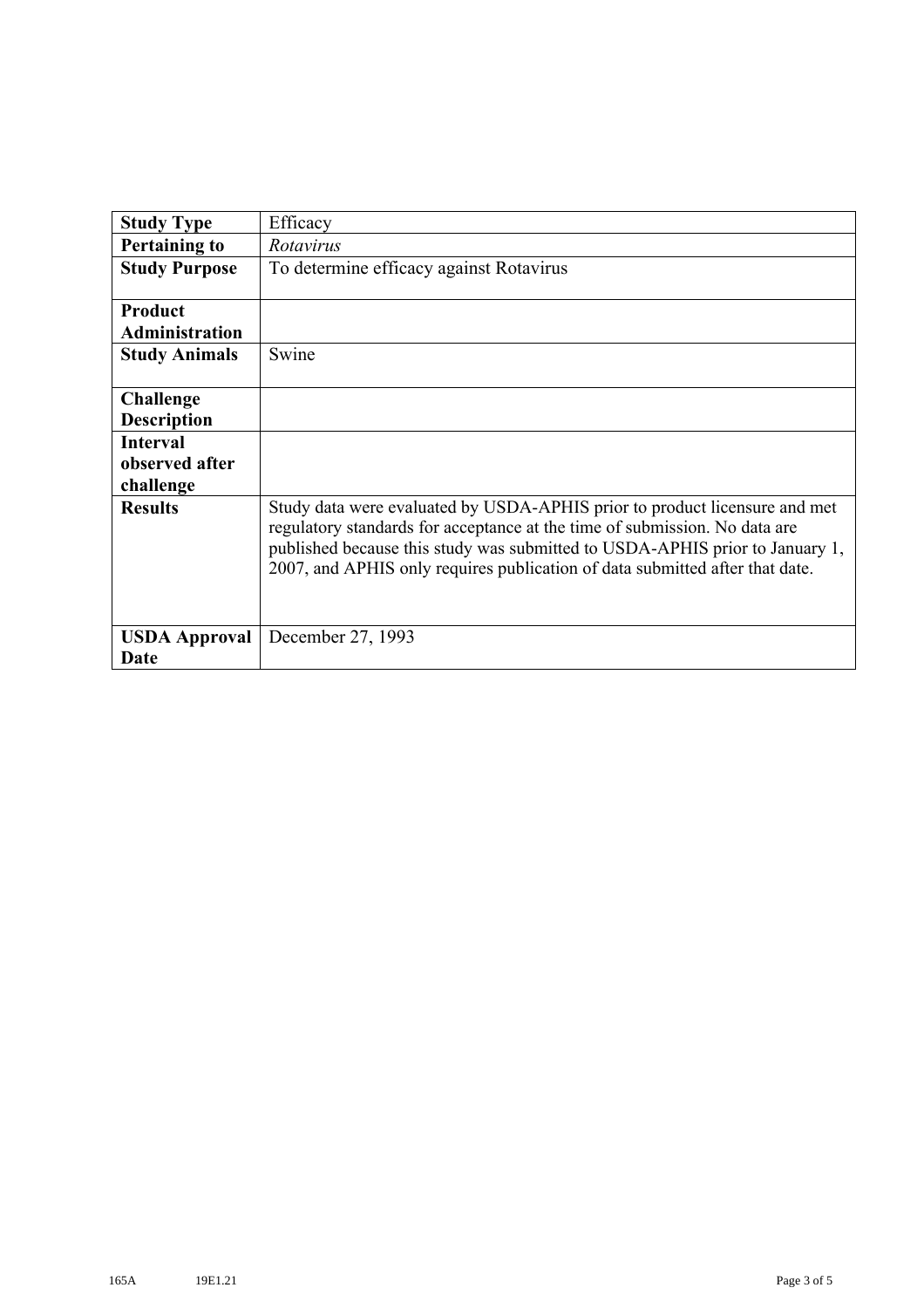| **Study Type** | Efficacy |
|---|---|
| **Pertaining to** | *Rotavirus* |
| **Study Purpose** | To determine efficacy against Rotavirus |
| **Product Administration** | |
| **Study Animals** | Swine |
| **Challenge Description** | |
| **Interval observed after challenge** | |
| **Results** | Study data were evaluated by USDA-APHIS prior to product licensure and met regulatory standards for acceptance at the time of submission. No data are published because this study was submitted to USDA-APHIS prior to January 1, 2007, and APHIS only requires publication of data submitted after that date. |
| **USDA Approval Date** | December 27, 1993 |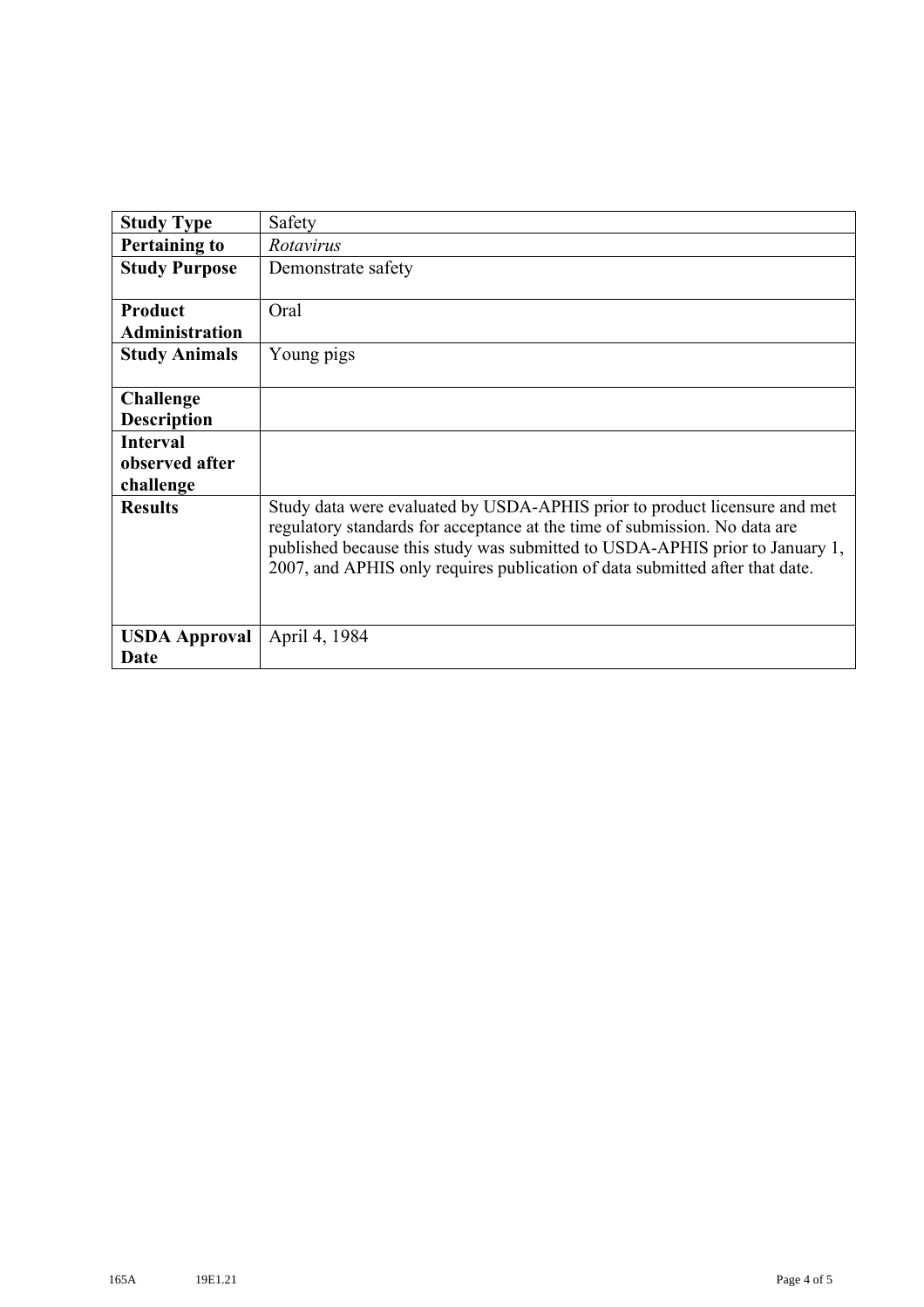| **Study Type** | Safety |
|---|---|
| **Pertaining to** | *Rotavirus* |
| **Study Purpose** | Demonstrate safety |
| **Product Administration** | Oral |
| **Study Animals** | Young pigs |
| **Challenge Description** | |
| **Interval observed after challenge** | |
| **Results** | Study data were evaluated by USDA-APHIS prior to product licensure and met regulatory standards for acceptance at the time of submission. No data are published because this study was submitted to USDA-APHIS prior to January 1, 2007, and APHIS only requires publication of data submitted after that date. |
| **USDA Approval Date** | April 4, 1984 |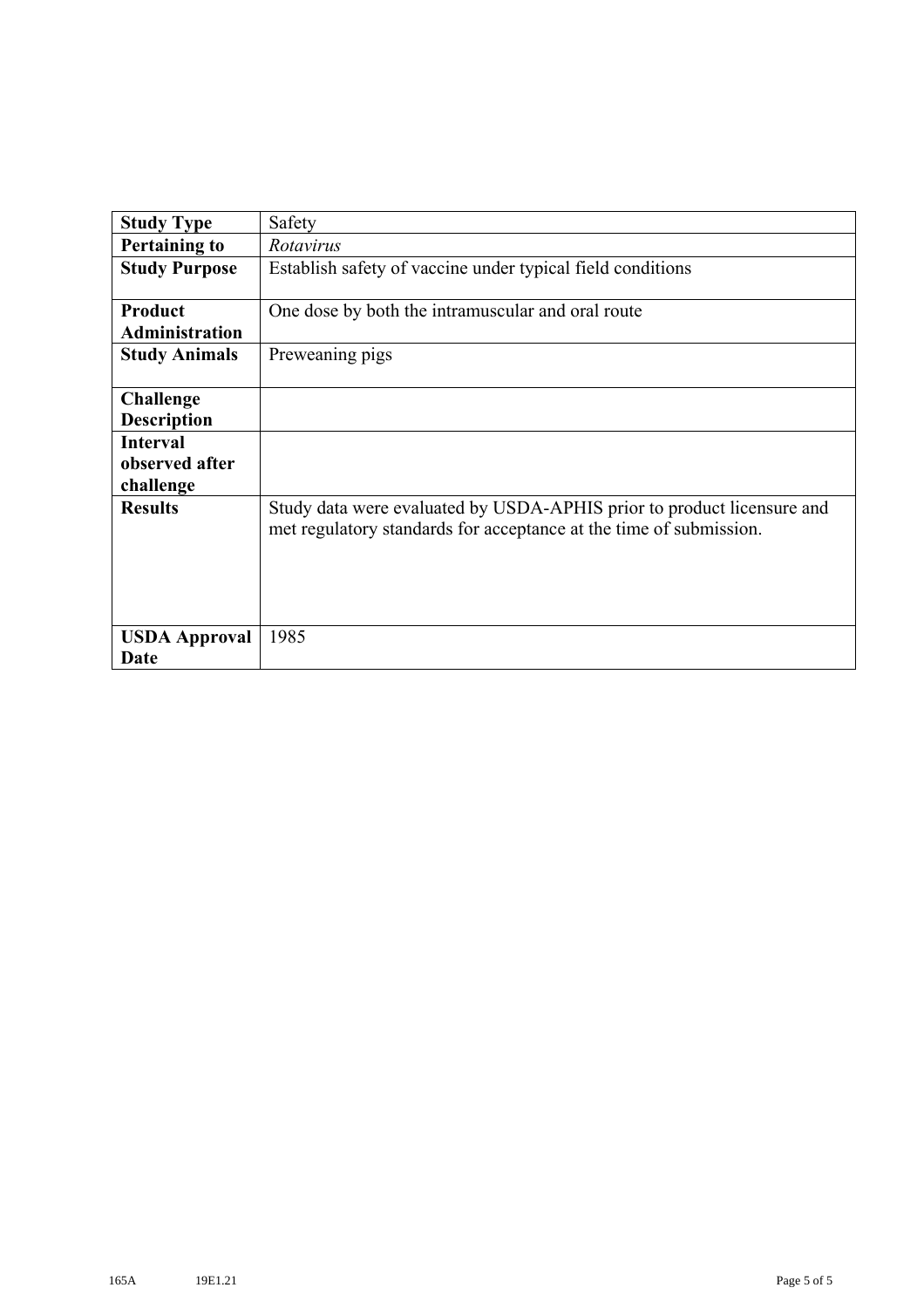| | |
|---|---|
| **Study Type** | Safety |
| **Pertaining to** | *Rotavirus* |
| **Study Purpose** | Establish safety of vaccine under typical field conditions |
| **Product Administration** | One dose by both the intramuscular and oral route |
| **Study Animals** | Preweaning pigs |
| **Challenge Description** | |
| **Interval observed after challenge** | |
| **Results** | Study data were evaluated by USDA-APHIS prior to product licensure and met regulatory standards for acceptance at the time of submission. |
| **USDA Approval Date** | 1985 |

165A 19E1.21